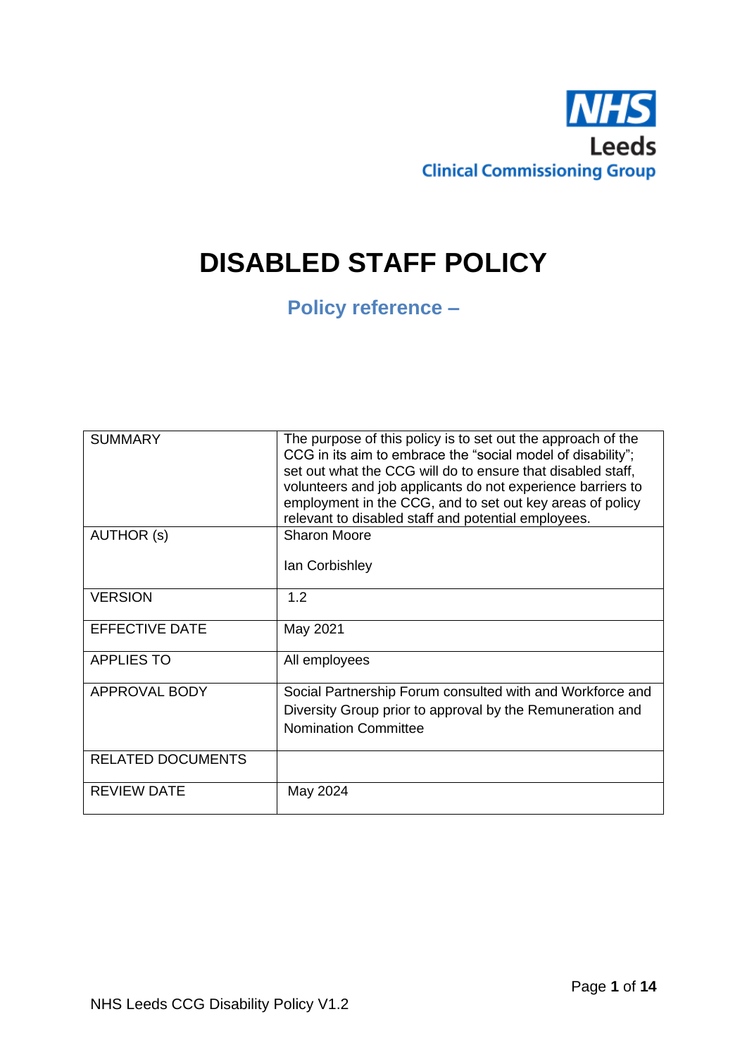NHS
Leeds
Clinical Commissioning Group

# DISABLED STAFF POLICY

## Policy reference –

| SUMMARY | The purpose of this policy is to set out the approach of the CCG in its aim to embrace the "social model of disability"; set out what the CCG will do to ensure that disabled staff, volunteers and job applicants do not experience barriers to employment in the CCG, and to set out key areas of policy relevant to disabled staff and potential employees. |
|---|---|
| AUTHOR (s) | Sharon Moore<br><br>Ian Corbishley |
| VERSION | 1.2 |
| EFFECTIVE DATE | May 2021 |
| APPLIES TO | All employees |
| APPROVAL BODY | Social Partnership Forum consulted with and Workforce and Diversity Group prior to approval by the Remuneration and Nomination Committee |
| RELATED DOCUMENTS | |
| REVIEW DATE | May 2024 |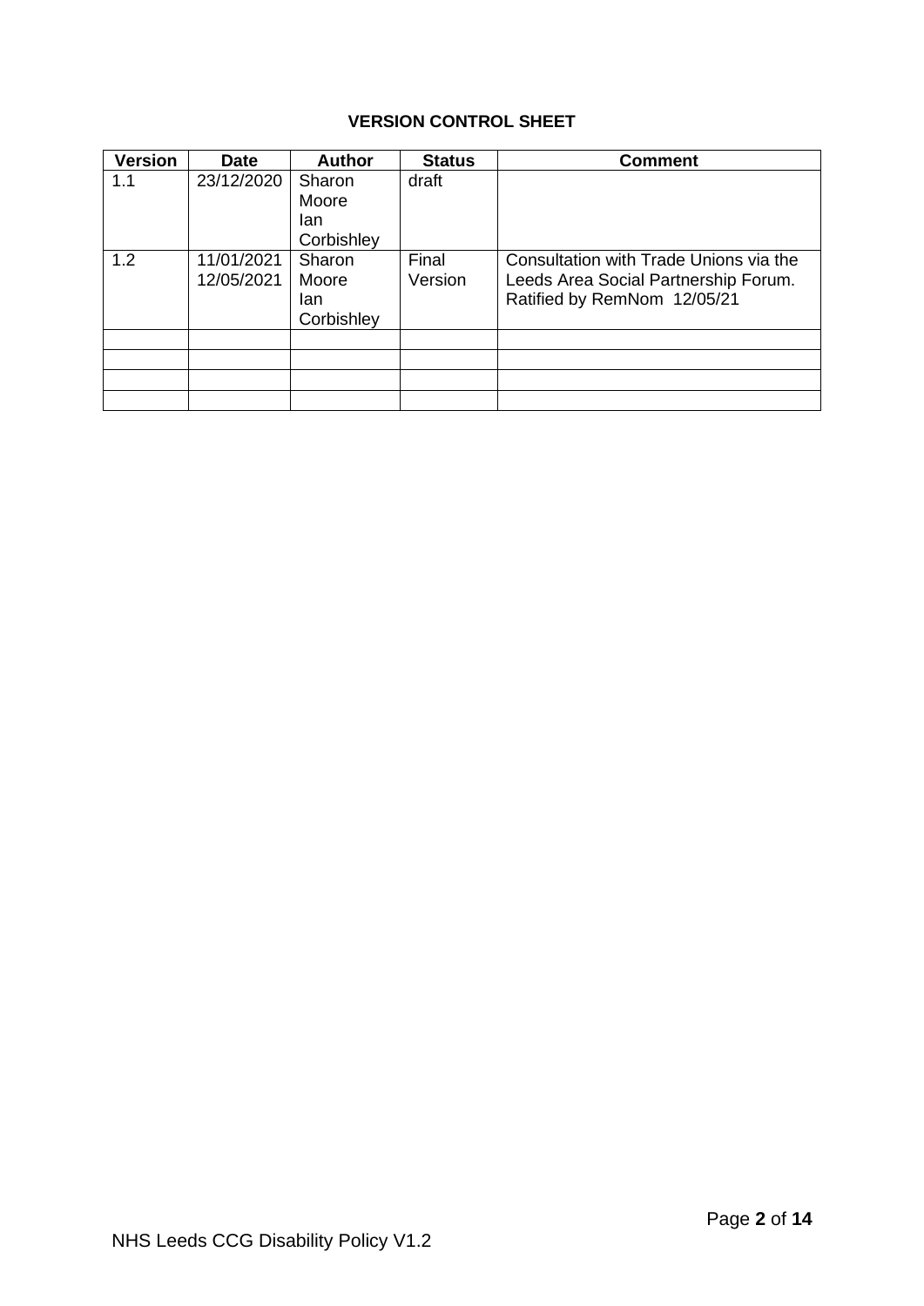**VERSION CONTROL SHEET**

| Version | Date | Author | Status | Comment |
|---|---|---|---|---|
| 1.1 | 23/12/2020 | Sharon Moore Ian Corbishley | draft | |
| 1.2 | 11/01/2021 12/05/2021 | Sharon Moore Ian Corbishley | Final Version | Consultation with Trade Unions via the Leeds Area Social Partnership Forum. Ratified by RemNom 12/05/21 |
| | | | | |
| | | | | |
| | | | | |
| | | | | |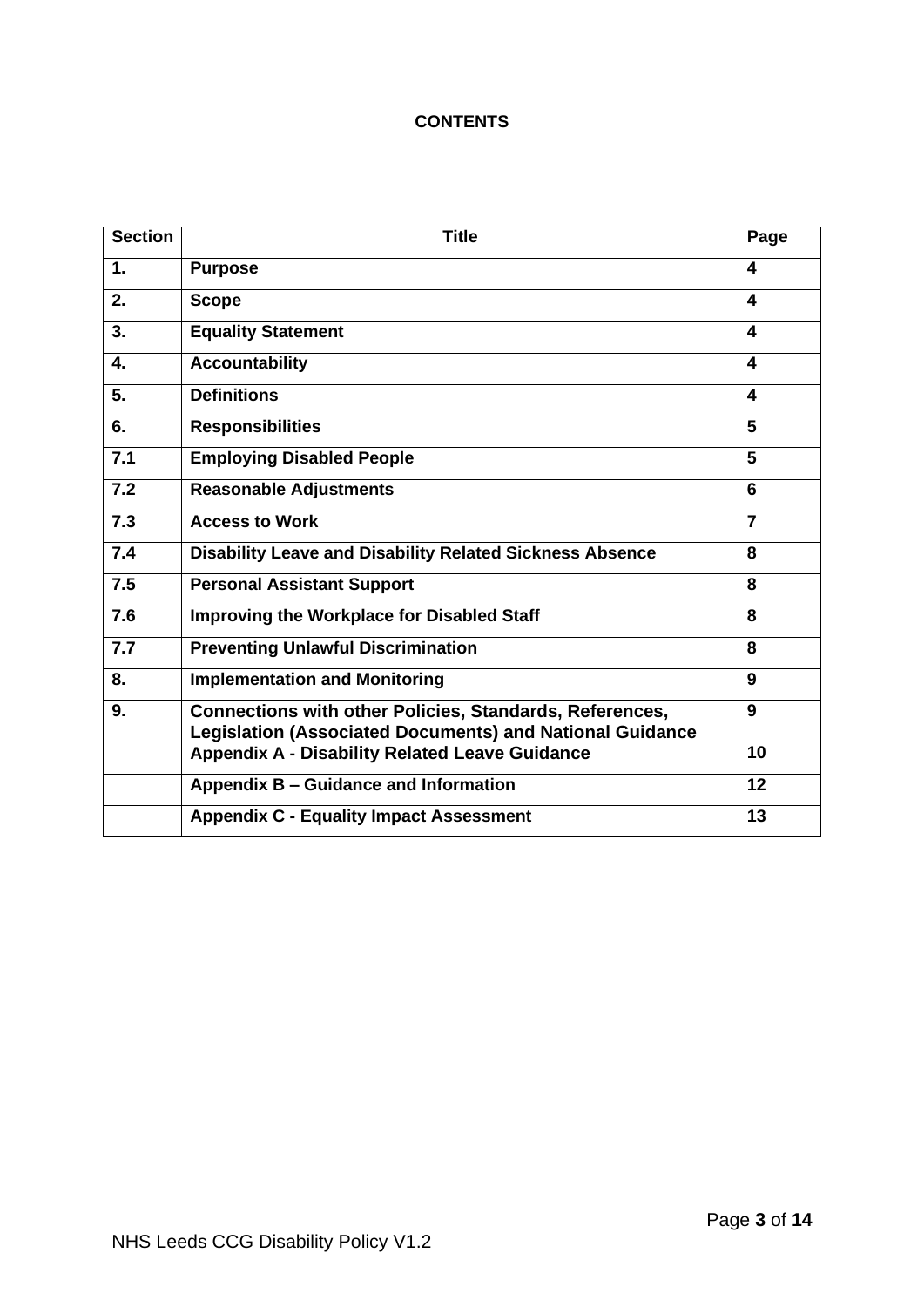**CONTENTS**

| Section | Title | Page |
|---|---|---|
| 1. | **Purpose** | 4 |
| 2. | **Scope** | 4 |
| 3. | **Equality Statement** | 4 |
| 4. | **Accountability** | 4 |
| 5. | **Definitions** | 4 |
| 6. | **Responsibilities** | 5 |
| 7.1 | **Employing Disabled People** | 5 |
| 7.2 | **Reasonable Adjustments** | 6 |
| 7.3 | **Access to Work** | 7 |
| 7.4 | **Disability Leave and Disability Related Sickness Absence** | 8 |
| 7.5 | **Personal Assistant Support** | 8 |
| 7.6 | **Improving the Workplace for Disabled Staff** | 8 |
| 7.7 | **Preventing Unlawful Discrimination** | 8 |
| 8. | **Implementation and Monitoring** | 9 |
| 9. | **Connections with other Policies, Standards, References, Legislation (Associated Documents) and National Guidance** | 9 |
| | **Appendix A - Disability Related Leave Guidance** | 10 |
| | **Appendix B – Guidance and Information** | 12 |
| | **Appendix C - Equality Impact Assessment** | 13 |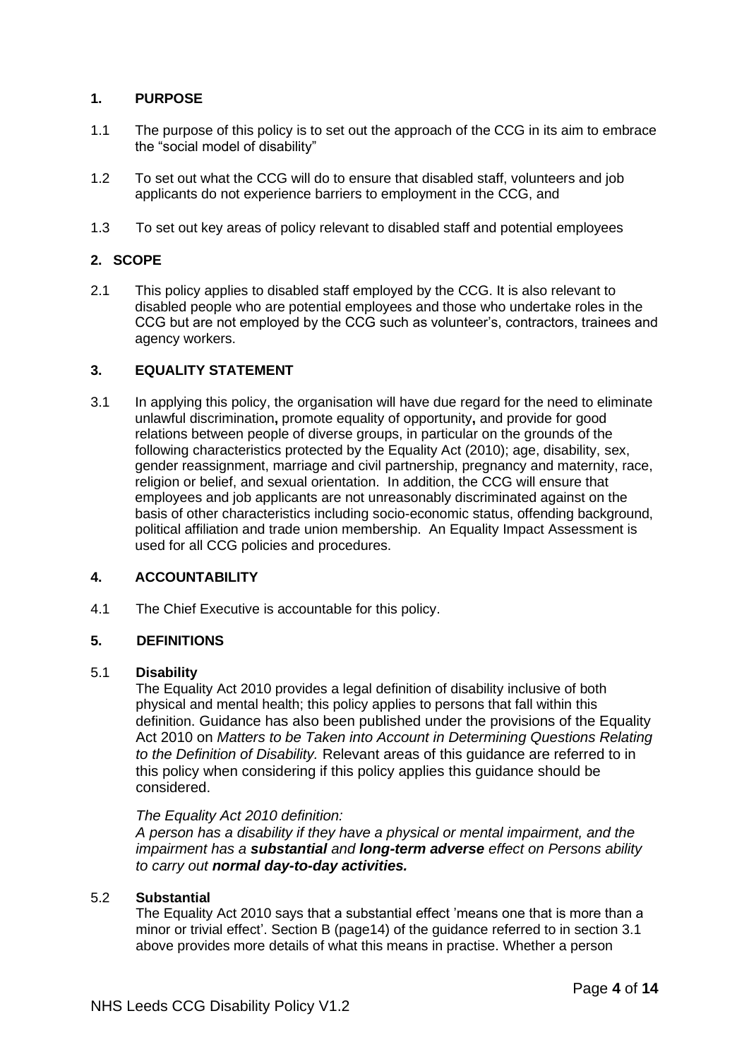## 1. PURPOSE

1.1 The purpose of this policy is to set out the approach of the CCG in its aim to embrace the "social model of disability"

1.2 To set out what the CCG will do to ensure that disabled staff, volunteers and job applicants do not experience barriers to employment in the CCG, and

1.3 To set out key areas of policy relevant to disabled staff and potential employees

## 2. SCOPE

2.1 This policy applies to disabled staff employed by the CCG. It is also relevant to disabled people who are potential employees and those who undertake roles in the CCG but are not employed by the CCG such as volunteer's, contractors, trainees and agency workers.

## 3. EQUALITY STATEMENT

3.1 In applying this policy, the organisation will have due regard for the need to eliminate unlawful discrimination**,** promote equality of opportunity**,** and provide for good relations between people of diverse groups, in particular on the grounds of the following characteristics protected by the Equality Act (2010); age, disability, sex, gender reassignment, marriage and civil partnership, pregnancy and maternity, race, religion or belief, and sexual orientation. In addition, the CCG will ensure that employees and job applicants are not unreasonably discriminated against on the basis of other characteristics including socio-economic status, offending background, political affiliation and trade union membership. An Equality Impact Assessment is used for all CCG policies and procedures.

## 4. ACCOUNTABILITY

4.1 The Chief Executive is accountable for this policy.

## 5. DEFINITIONS

### 5.1 Disability

The Equality Act 2010 provides a legal definition of disability inclusive of both physical and mental health; this policy applies to persons that fall within this definition. Guidance has also been published under the provisions of the Equality Act 2010 on *Matters to be Taken into Account in Determining Questions Relating to the Definition of Disability.* Relevant areas of this guidance are referred to in this policy when considering if this policy applies this guidance should be considered.

*The Equality Act 2010 definition:*
*A person has a disability if they have a physical or mental impairment, and the impairment has a* ***substantial*** *and* ***long-term adverse*** *effect on Persons ability to carry out* ***normal day-to-day activities.***

### 5.2 Substantial

The Equality Act 2010 says that a substantial effect 'means one that is more than a minor or trivial effect'. Section B (page14) of the guidance referred to in section 3.1 above provides more details of what this means in practise. Whether a person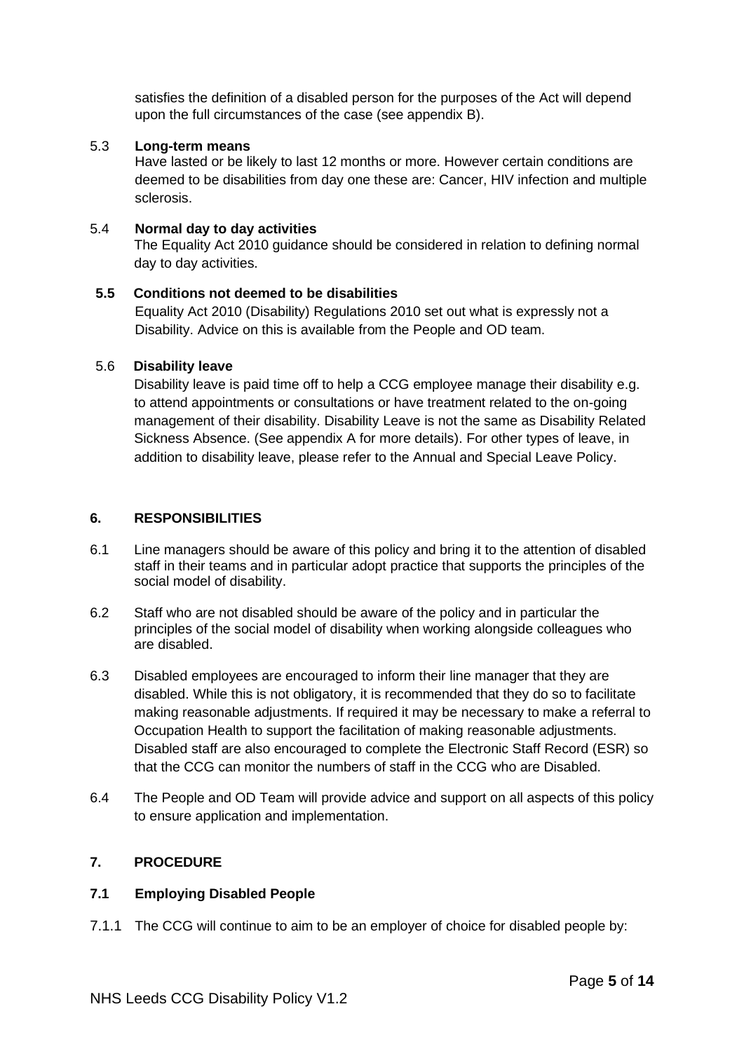satisfies the definition of a disabled person for the purposes of the Act will depend upon the full circumstances of the case (see appendix B).

5.3 **Long-term means**
Have lasted or be likely to last 12 months or more. However certain conditions are deemed to be disabilities from day one these are: Cancer, HIV infection and multiple sclerosis.

5.4 **Normal day to day activities**
The Equality Act 2010 guidance should be considered in relation to defining normal day to day activities.

**5.5 Conditions not deemed to be disabilities**
Equality Act 2010 (Disability) Regulations 2010 set out what is expressly not a Disability. Advice on this is available from the People and OD team.

5.6 **Disability leave**
Disability leave is paid time off to help a CCG employee manage their disability e.g. to attend appointments or consultations or have treatment related to the on-going management of their disability. Disability Leave is not the same as Disability Related Sickness Absence. (See appendix A for more details). For other types of leave, in addition to disability leave, please refer to the Annual and Special Leave Policy.

## 6. RESPONSIBILITIES

6.1 Line managers should be aware of this policy and bring it to the attention of disabled staff in their teams and in particular adopt practice that supports the principles of the social model of disability.

6.2 Staff who are not disabled should be aware of the policy and in particular the principles of the social model of disability when working alongside colleagues who are disabled.

6.3 Disabled employees are encouraged to inform their line manager that they are disabled. While this is not obligatory, it is recommended that they do so to facilitate making reasonable adjustments. If required it may be necessary to make a referral to Occupation Health to support the facilitation of making reasonable adjustments. Disabled staff are also encouraged to complete the Electronic Staff Record (ESR) so that the CCG can monitor the numbers of staff in the CCG who are Disabled.

6.4 The People and OD Team will provide advice and support on all aspects of this policy to ensure application and implementation.

## 7. PROCEDURE

### 7.1 Employing Disabled People

7.1.1 The CCG will continue to aim to be an employer of choice for disabled people by: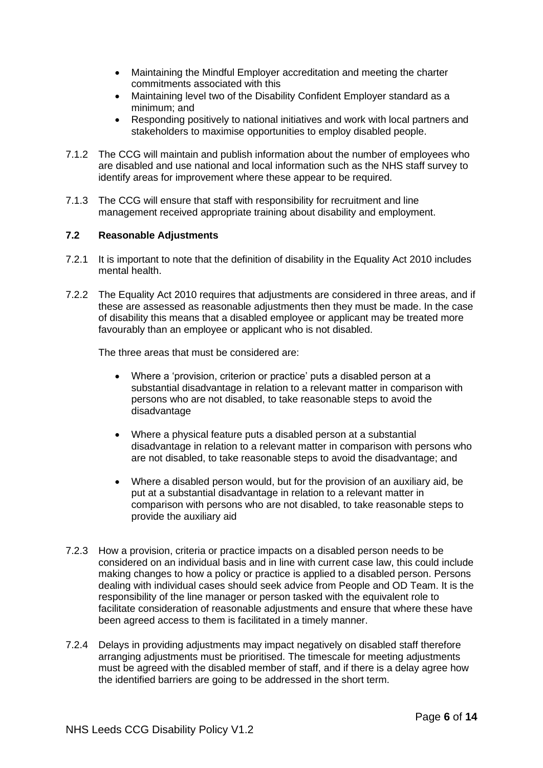- Maintaining the Mindful Employer accreditation and meeting the charter commitments associated with this
- Maintaining level two of the Disability Confident Employer standard as a minimum; and
- Responding positively to national initiatives and work with local partners and stakeholders to maximise opportunities to employ disabled people.

7.1.2 The CCG will maintain and publish information about the number of employees who are disabled and use national and local information such as the NHS staff survey to identify areas for improvement where these appear to be required.

7.1.3 The CCG will ensure that staff with responsibility for recruitment and line management received appropriate training about disability and employment.

### 7.2 Reasonable Adjustments

7.2.1 It is important to note that the definition of disability in the Equality Act 2010 includes mental health.

7.2.2 The Equality Act 2010 requires that adjustments are considered in three areas, and if these are assessed as reasonable adjustments then they must be made. In the case of disability this means that a disabled employee or applicant may be treated more favourably than an employee or applicant who is not disabled.

The three areas that must be considered are:

- Where a 'provision, criterion or practice' puts a disabled person at a substantial disadvantage in relation to a relevant matter in comparison with persons who are not disabled, to take reasonable steps to avoid the disadvantage

- Where a physical feature puts a disabled person at a substantial disadvantage in relation to a relevant matter in comparison with persons who are not disabled, to take reasonable steps to avoid the disadvantage; and

- Where a disabled person would, but for the provision of an auxiliary aid, be put at a substantial disadvantage in relation to a relevant matter in comparison with persons who are not disabled, to take reasonable steps to provide the auxiliary aid

7.2.3 How a provision, criteria or practice impacts on a disabled person needs to be considered on an individual basis and in line with current case law, this could include making changes to how a policy or practice is applied to a disabled person. Persons dealing with individual cases should seek advice from People and OD Team. It is the responsibility of the line manager or person tasked with the equivalent role to facilitate consideration of reasonable adjustments and ensure that where these have been agreed access to them is facilitated in a timely manner.

7.2.4 Delays in providing adjustments may impact negatively on disabled staff therefore arranging adjustments must be prioritised. The timescale for meeting adjustments must be agreed with the disabled member of staff, and if there is a delay agree how the identified barriers are going to be addressed in the short term.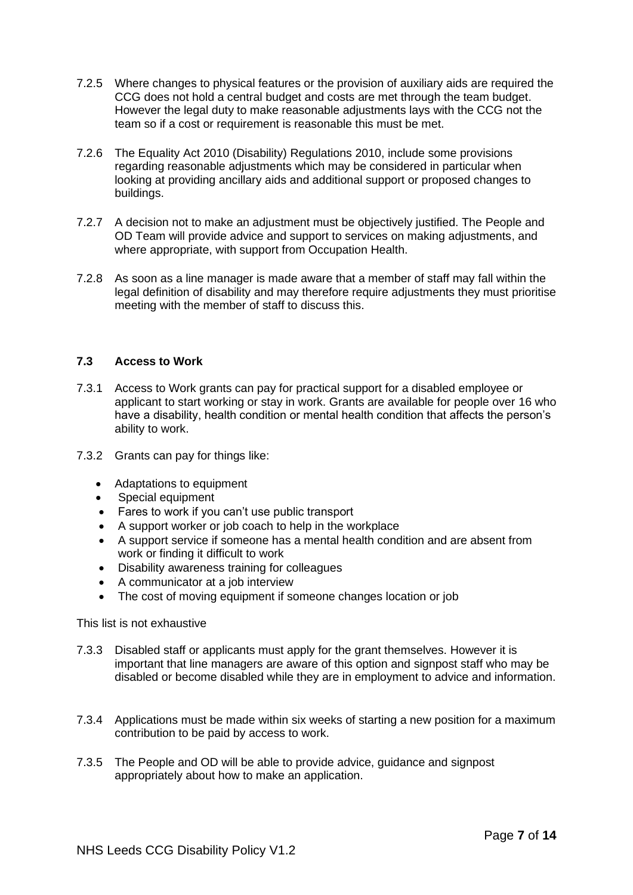7.2.5 Where changes to physical features or the provision of auxiliary aids are required the CCG does not hold a central budget and costs are met through the team budget. However the legal duty to make reasonable adjustments lays with the CCG not the team so if a cost or requirement is reasonable this must be met.

7.2.6 The Equality Act 2010 (Disability) Regulations 2010, include some provisions regarding reasonable adjustments which may be considered in particular when looking at providing ancillary aids and additional support or proposed changes to buildings.

7.2.7 A decision not to make an adjustment must be objectively justified. The People and OD Team will provide advice and support to services on making adjustments, and where appropriate, with support from Occupation Health.

7.2.8 As soon as a line manager is made aware that a member of staff may fall within the legal definition of disability and may therefore require adjustments they must prioritise meeting with the member of staff to discuss this.

### 7.3 Access to Work

7.3.1 Access to Work grants can pay for practical support for a disabled employee or applicant to start working or stay in work. Grants are available for people over 16 who have a disability, health condition or mental health condition that affects the person's ability to work.

7.3.2 Grants can pay for things like:

- Adaptations to equipment
- Special equipment
- Fares to work if you can't use public transport
- A support worker or job coach to help in the workplace
- A support service if someone has a mental health condition and are absent from work or finding it difficult to work
- Disability awareness training for colleagues
- A communicator at a job interview
- The cost of moving equipment if someone changes location or job

This list is not exhaustive

7.3.3 Disabled staff or applicants must apply for the grant themselves. However it is important that line managers are aware of this option and signpost staff who may be disabled or become disabled while they are in employment to advice and information.

7.3.4 Applications must be made within six weeks of starting a new position for a maximum contribution to be paid by access to work.

7.3.5 The People and OD will be able to provide advice, guidance and signpost appropriately about how to make an application.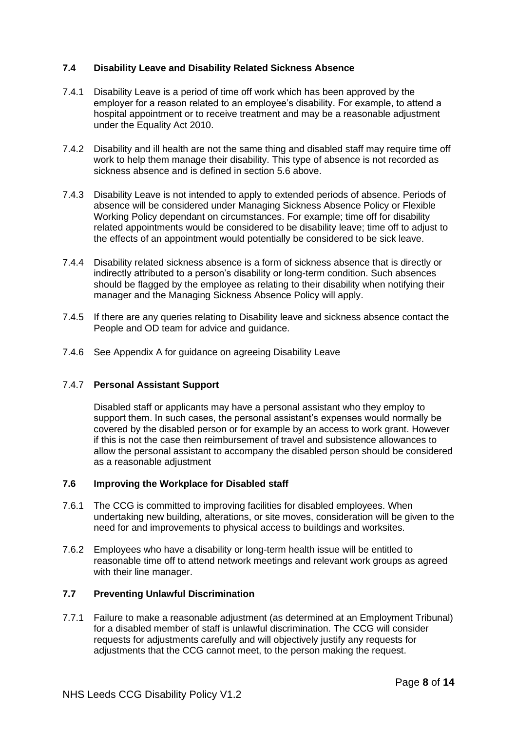### 7.4 Disability Leave and Disability Related Sickness Absence

7.4.1 Disability Leave is a period of time off work which has been approved by the employer for a reason related to an employee's disability. For example, to attend a hospital appointment or to receive treatment and may be a reasonable adjustment under the Equality Act 2010.

7.4.2 Disability and ill health are not the same thing and disabled staff may require time off work to help them manage their disability. This type of absence is not recorded as sickness absence and is defined in section 5.6 above.

7.4.3 Disability Leave is not intended to apply to extended periods of absence. Periods of absence will be considered under Managing Sickness Absence Policy or Flexible Working Policy dependant on circumstances. For example; time off for disability related appointments would be considered to be disability leave; time off to adjust to the effects of an appointment would potentially be considered to be sick leave.

7.4.4 Disability related sickness absence is a form of sickness absence that is directly or indirectly attributed to a person's disability or long-term condition. Such absences should be flagged by the employee as relating to their disability when notifying their manager and the Managing Sickness Absence Policy will apply.

7.4.5 If there are any queries relating to Disability leave and sickness absence contact the People and OD team for advice and guidance.

7.4.6 See Appendix A for guidance on agreeing Disability Leave

7.4.7 **Personal Assistant Support**

Disabled staff or applicants may have a personal assistant who they employ to support them. In such cases, the personal assistant's expenses would normally be covered by the disabled person or for example by an access to work grant. However if this is not the case then reimbursement of travel and subsistence allowances to allow the personal assistant to accompany the disabled person should be considered as a reasonable adjustment

### 7.6 Improving the Workplace for Disabled staff

7.6.1 The CCG is committed to improving facilities for disabled employees. When undertaking new building, alterations, or site moves, consideration will be given to the need for and improvements to physical access to buildings and worksites.

7.6.2 Employees who have a disability or long-term health issue will be entitled to reasonable time off to attend network meetings and relevant work groups as agreed with their line manager.

### 7.7 Preventing Unlawful Discrimination

7.7.1 Failure to make a reasonable adjustment (as determined at an Employment Tribunal) for a disabled member of staff is unlawful discrimination. The CCG will consider requests for adjustments carefully and will objectively justify any requests for adjustments that the CCG cannot meet, to the person making the request.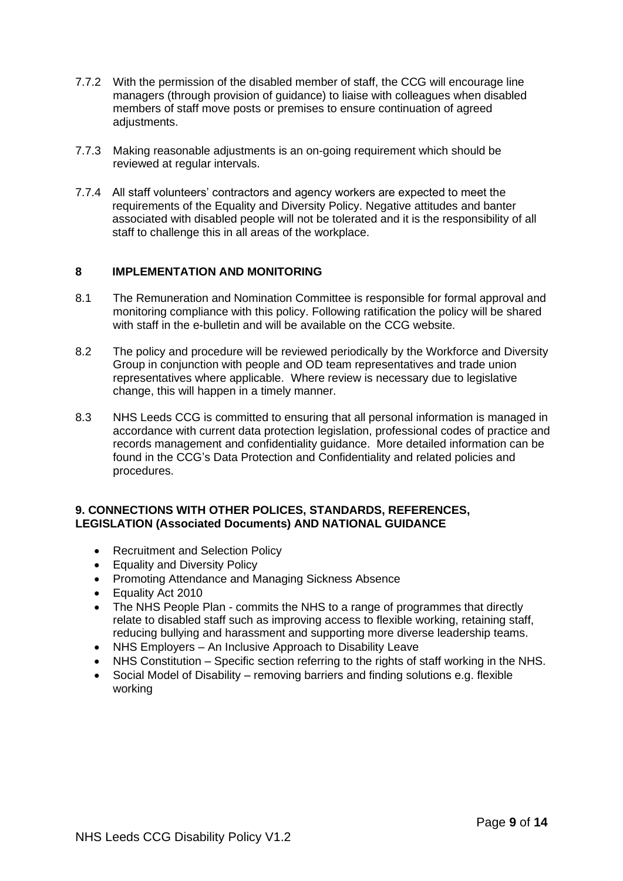7.7.2 With the permission of the disabled member of staff, the CCG will encourage line managers (through provision of guidance) to liaise with colleagues when disabled members of staff move posts or premises to ensure continuation of agreed adjustments.

7.7.3 Making reasonable adjustments is an on-going requirement which should be reviewed at regular intervals.

7.7.4 All staff volunteers' contractors and agency workers are expected to meet the requirements of the Equality and Diversity Policy. Negative attitudes and banter associated with disabled people will not be tolerated and it is the responsibility of all staff to challenge this in all areas of the workplace.

## 8 IMPLEMENTATION AND MONITORING

8.1 The Remuneration and Nomination Committee is responsible for formal approval and monitoring compliance with this policy. Following ratification the policy will be shared with staff in the e-bulletin and will be available on the CCG website.

8.2 The policy and procedure will be reviewed periodically by the Workforce and Diversity Group in conjunction with people and OD team representatives and trade union representatives where applicable. Where review is necessary due to legislative change, this will happen in a timely manner.

8.3 NHS Leeds CCG is committed to ensuring that all personal information is managed in accordance with current data protection legislation, professional codes of practice and records management and confidentiality guidance. More detailed information can be found in the CCG's Data Protection and Confidentiality and related policies and procedures.

## 9. CONNECTIONS WITH OTHER POLICES, STANDARDS, REFERENCES, LEGISLATION (Associated Documents) AND NATIONAL GUIDANCE

- Recruitment and Selection Policy
- Equality and Diversity Policy
- Promoting Attendance and Managing Sickness Absence
- Equality Act 2010
- The NHS People Plan - commits the NHS to a range of programmes that directly relate to disabled staff such as improving access to flexible working, retaining staff, reducing bullying and harassment and supporting more diverse leadership teams.
- NHS Employers – An Inclusive Approach to Disability Leave
- NHS Constitution – Specific section referring to the rights of staff working in the NHS.
- Social Model of Disability – removing barriers and finding solutions e.g. flexible working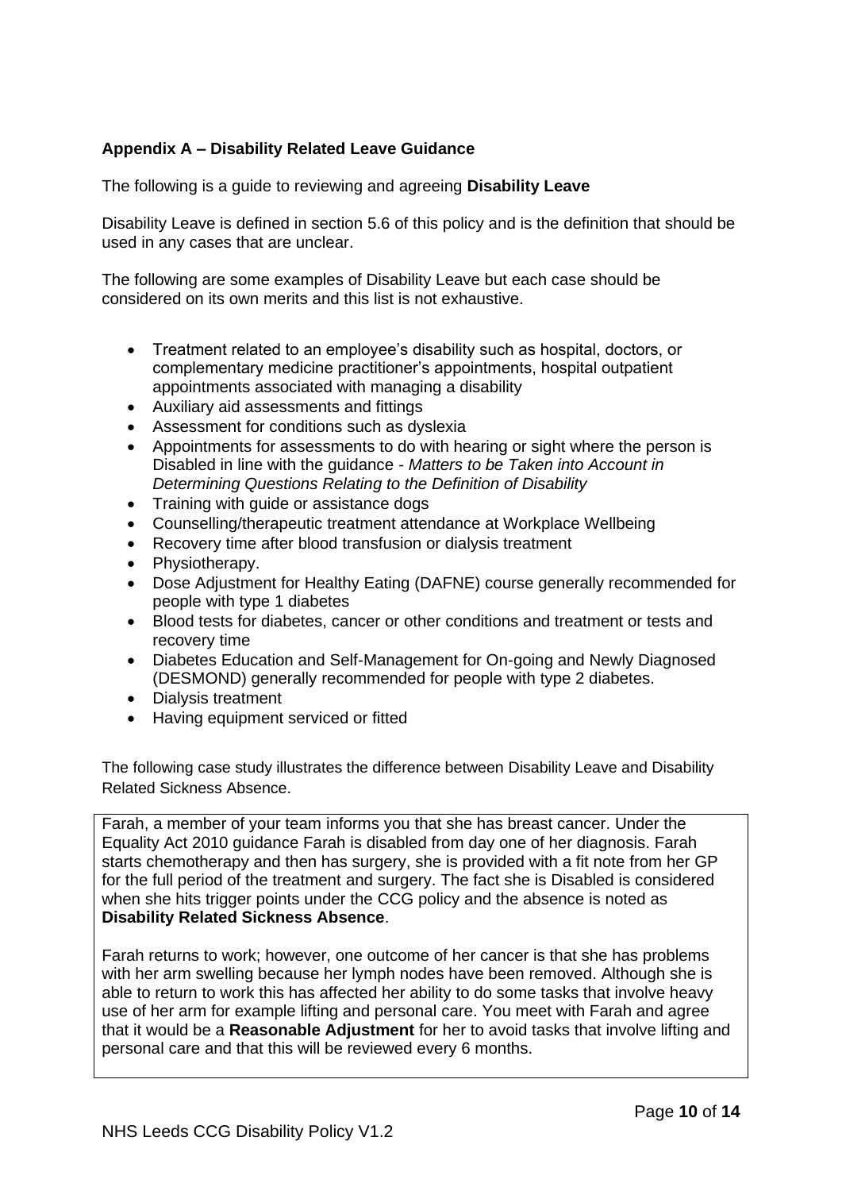**Appendix A – Disability Related Leave Guidance**

The following is a guide to reviewing and agreeing **Disability Leave**

Disability Leave is defined in section 5.6 of this policy and is the definition that should be used in any cases that are unclear.

The following are some examples of Disability Leave but each case should be considered on its own merits and this list is not exhaustive.

- Treatment related to an employee's disability such as hospital, doctors, or complementary medicine practitioner's appointments, hospital outpatient appointments associated with managing a disability
- Auxiliary aid assessments and fittings
- Assessment for conditions such as dyslexia
- Appointments for assessments to do with hearing or sight where the person is Disabled in line with the guidance - *Matters to be Taken into Account in Determining Questions Relating to the Definition of Disability*
- Training with guide or assistance dogs
- Counselling/therapeutic treatment attendance at Workplace Wellbeing
- Recovery time after blood transfusion or dialysis treatment
- Physiotherapy.
- Dose Adjustment for Healthy Eating (DAFNE) course generally recommended for people with type 1 diabetes
- Blood tests for diabetes, cancer or other conditions and treatment or tests and recovery time
- Diabetes Education and Self-Management for On-going and Newly Diagnosed (DESMOND) generally recommended for people with type 2 diabetes.
- Dialysis treatment
- Having equipment serviced or fitted

The following case study illustrates the difference between Disability Leave and Disability Related Sickness Absence.

Farah, a member of your team informs you that she has breast cancer. Under the Equality Act 2010 guidance Farah is disabled from day one of her diagnosis. Farah starts chemotherapy and then has surgery, she is provided with a fit note from her GP for the full period of the treatment and surgery. The fact she is Disabled is considered when she hits trigger points under the CCG policy and the absence is noted as **Disability Related Sickness Absence**.

Farah returns to work; however, one outcome of her cancer is that she has problems with her arm swelling because her lymph nodes have been removed. Although she is able to return to work this has affected her ability to do some tasks that involve heavy use of her arm for example lifting and personal care. You meet with Farah and agree that it would be a **Reasonable Adjustment** for her to avoid tasks that involve lifting and personal care and that this will be reviewed every 6 months.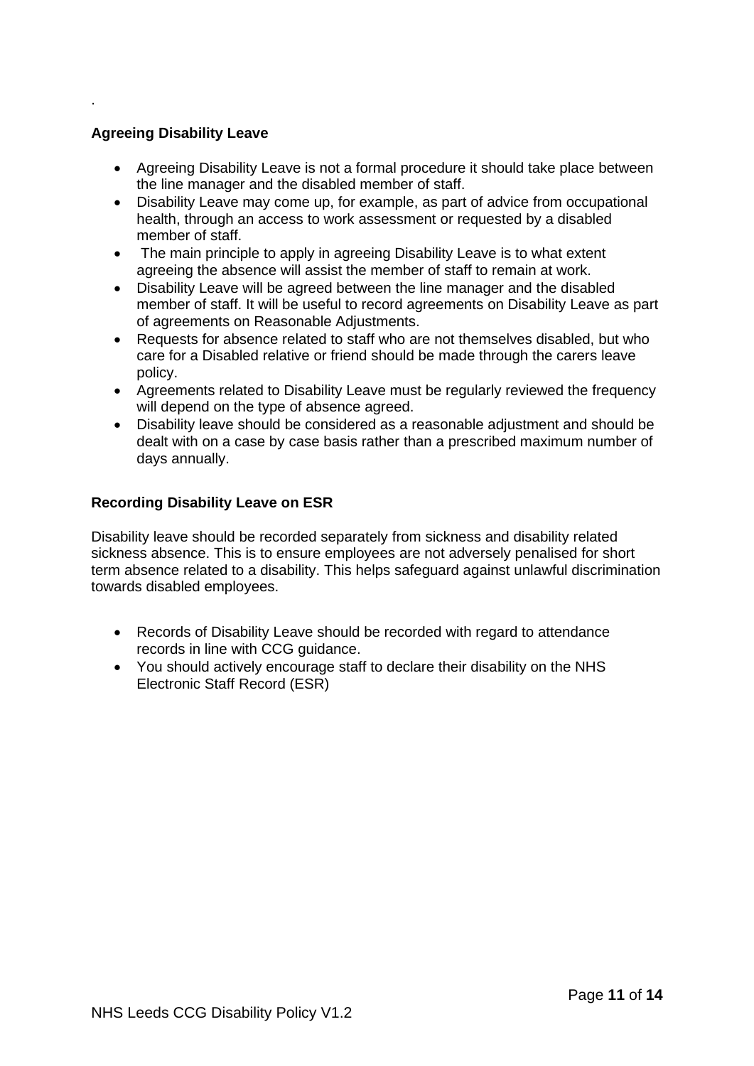.

### Agreeing Disability Leave

- Agreeing Disability Leave is not a formal procedure it should take place between the line manager and the disabled member of staff.
- Disability Leave may come up, for example, as part of advice from occupational health, through an access to work assessment or requested by a disabled member of staff.
- The main principle to apply in agreeing Disability Leave is to what extent agreeing the absence will assist the member of staff to remain at work.
- Disability Leave will be agreed between the line manager and the disabled member of staff. It will be useful to record agreements on Disability Leave as part of agreements on Reasonable Adjustments.
- Requests for absence related to staff who are not themselves disabled, but who care for a Disabled relative or friend should be made through the carers leave policy.
- Agreements related to Disability Leave must be regularly reviewed the frequency will depend on the type of absence agreed.
- Disability leave should be considered as a reasonable adjustment and should be dealt with on a case by case basis rather than a prescribed maximum number of days annually.

### Recording Disability Leave on ESR

Disability leave should be recorded separately from sickness and disability related sickness absence. This is to ensure employees are not adversely penalised for short term absence related to a disability. This helps safeguard against unlawful discrimination towards disabled employees.

- Records of Disability Leave should be recorded with regard to attendance records in line with CCG guidance.
- You should actively encourage staff to declare their disability on the NHS Electronic Staff Record (ESR)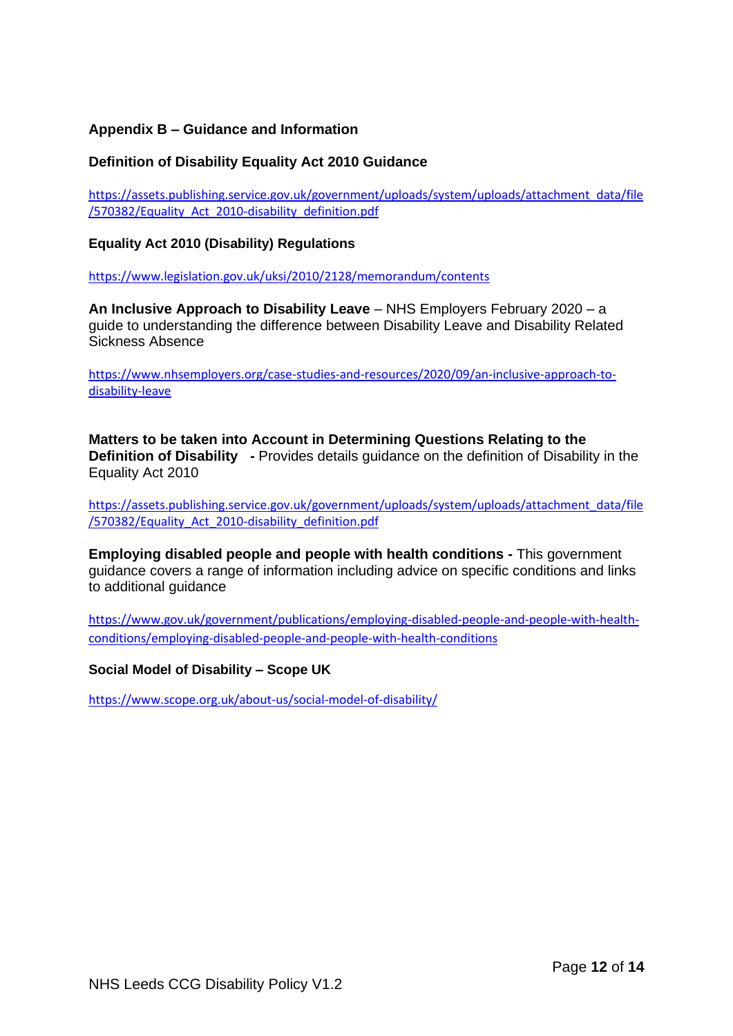## Appendix B – Guidance and Information

### Definition of Disability Equality Act 2010 Guidance

https://assets.publishing.service.gov.uk/government/uploads/system/uploads/attachment_data/file/570382/Equality_Act_2010-disability_definition.pdf

### Equality Act 2010 (Disability) Regulations

https://www.legislation.gov.uk/uksi/2010/2128/memorandum/contents

**An Inclusive Approach to Disability Leave** – NHS Employers February 2020 – a guide to understanding the difference between Disability Leave and Disability Related Sickness Absence

https://www.nhsemployers.org/case-studies-and-resources/2020/09/an-inclusive-approach-to-disability-leave

**Matters to be taken into Account in Determining Questions Relating to the Definition of Disability** - Provides details guidance on the definition of Disability in the Equality Act 2010

https://assets.publishing.service.gov.uk/government/uploads/system/uploads/attachment_data/file/570382/Equality_Act_2010-disability_definition.pdf

**Employing disabled people and people with health conditions -** This government guidance covers a range of information including advice on specific conditions and links to additional guidance

https://www.gov.uk/government/publications/employing-disabled-people-and-people-with-health-conditions/employing-disabled-people-and-people-with-health-conditions

### Social Model of Disability – Scope UK

https://www.scope.org.uk/about-us/social-model-of-disability/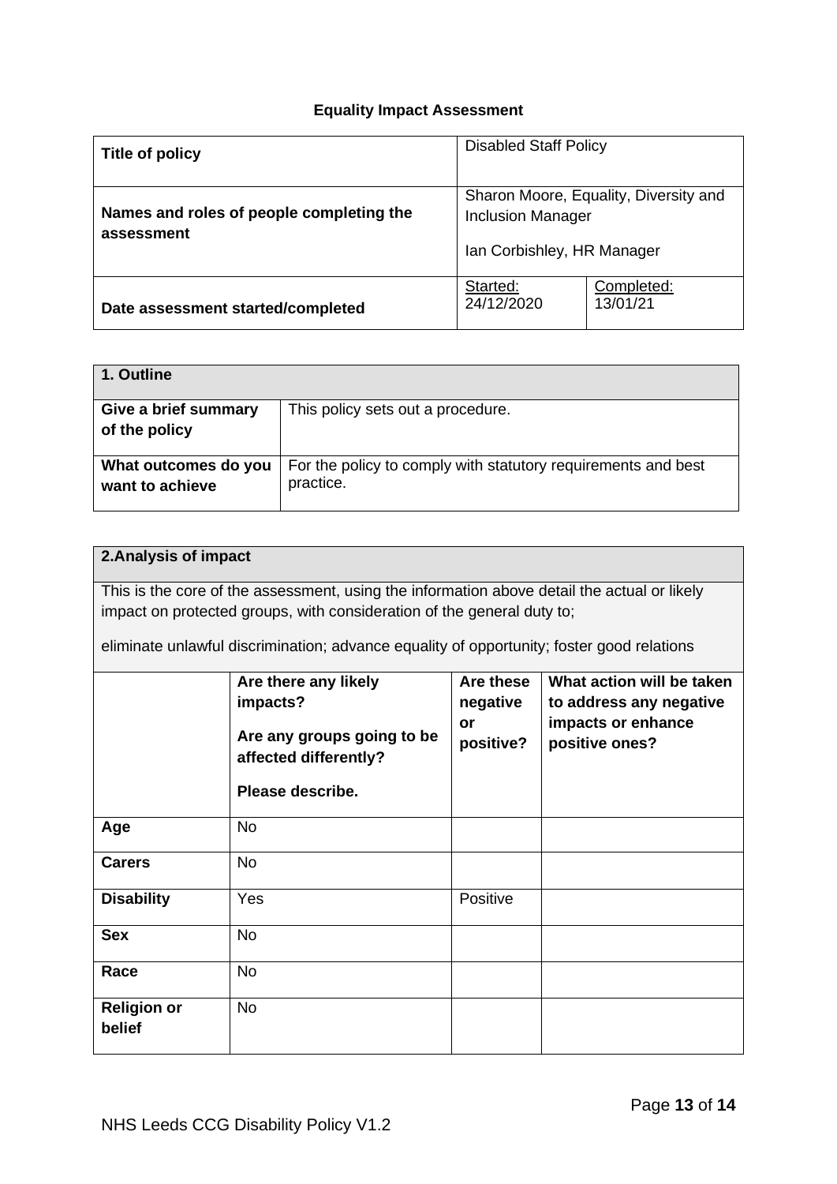### Equality Impact Assessment

| **Title of policy** | Disabled Staff Policy | |
|---|---|---|
| **Names and roles of people completing the assessment** | Sharon Moore, Equality, Diversity and Inclusion Manager<br><br>Ian Corbishley, HR Manager | |
| **Date assessment started/completed** | Started:<br>24/12/2020 | Completed:<br>13/01/21 |

| **1. Outline** | |
|---|---|
| **Give a brief summary of the policy** | This policy sets out a procedure. |
| **What outcomes do you want to achieve** | For the policy to comply with statutory requirements and best practice. |

**2.Analysis of impact**

This is the core of the assessment, using the information above detail the actual or likely impact on protected groups, with consideration of the general duty to;

eliminate unlawful discrimination; advance equality of opportunity; foster good relations

| | **Are there any likely impacts?**<br><br>**Are any groups going to be affected differently?**<br><br>**Please describe.** | **Are these negative or positive?** | **What action will be taken to address any negative impacts or enhance positive ones?** |
|---|---|---|---|
| **Age** | No | | |
| **Carers** | No | | |
| **Disability** | Yes | Positive | |
| **Sex** | No | | |
| **Race** | No | | |
| **Religion or belief** | No | | |

NHS Leeds CCG Disability Policy V1.2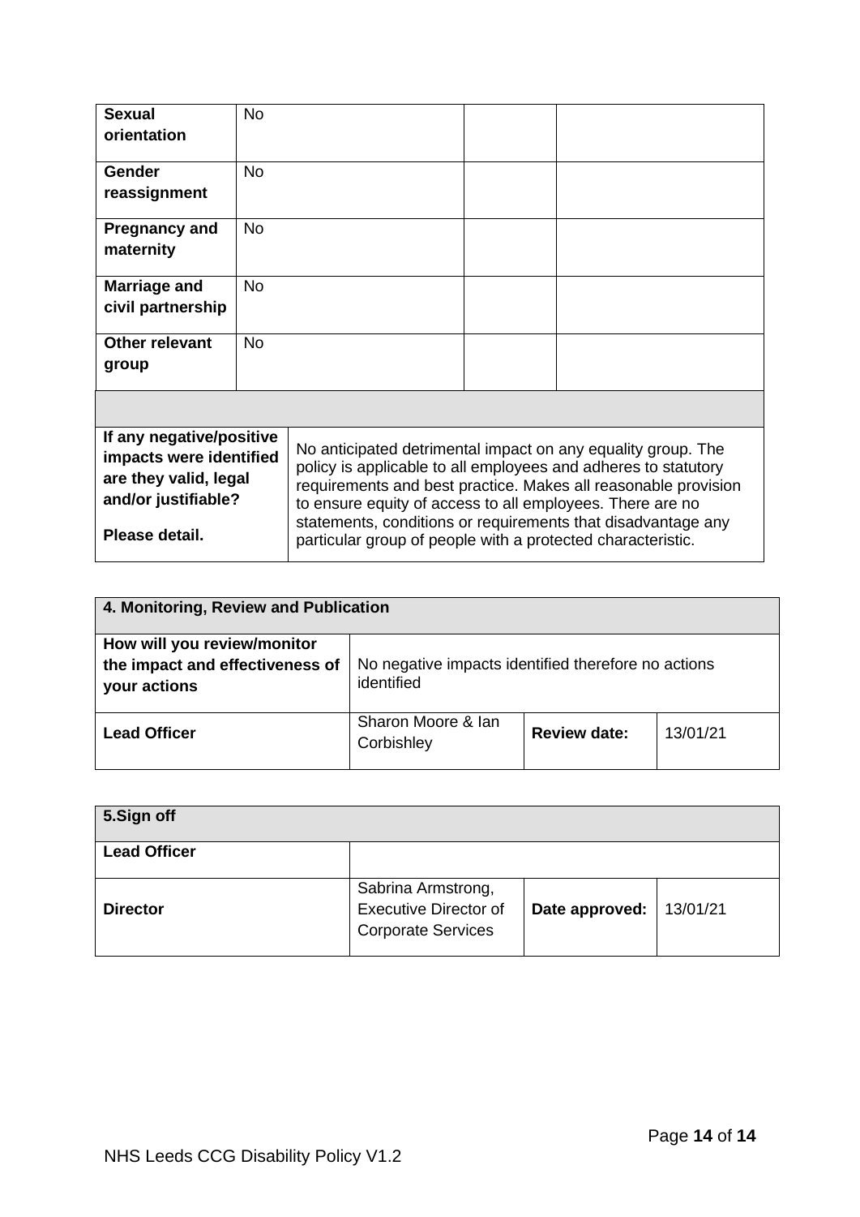| | | | |
|---|---|---|---|
| **Sexual orientation** | No | | |
| **Gender reassignment** | No | | |
| **Pregnancy and maternity** | No | | |
| **Marriage and civil partnership** | No | | |
| **Other relevant group** | No | | |
| | | | |
| **If any negative/positive impacts were identified are they valid, legal and/or justifiable?**<br><br>**Please detail.** | No anticipated detrimental impact on any equality group. The policy is applicable to all employees and adheres to statutory requirements and best practice. Makes all reasonable provision to ensure equity of access to all employees. There are no statements, conditions or requirements that disadvantage any particular group of people with a protected characteristic. | | |

| **4. Monitoring, Review and Publication** | | | |
|---|---|---|---|
| **How will you review/monitor the impact and effectiveness of your actions** | No negative impacts identified therefore no actions identified | | |
| **Lead Officer** | Sharon Moore & Ian Corbishley | **Review date:** | 13/01/21 |

| **5.Sign off** | | | |
|---|---|---|---|
| **Lead Officer** | | | |
| **Director** | Sabrina Armstrong, Executive Director of Corporate Services | **Date approved:** | 13/01/21 |